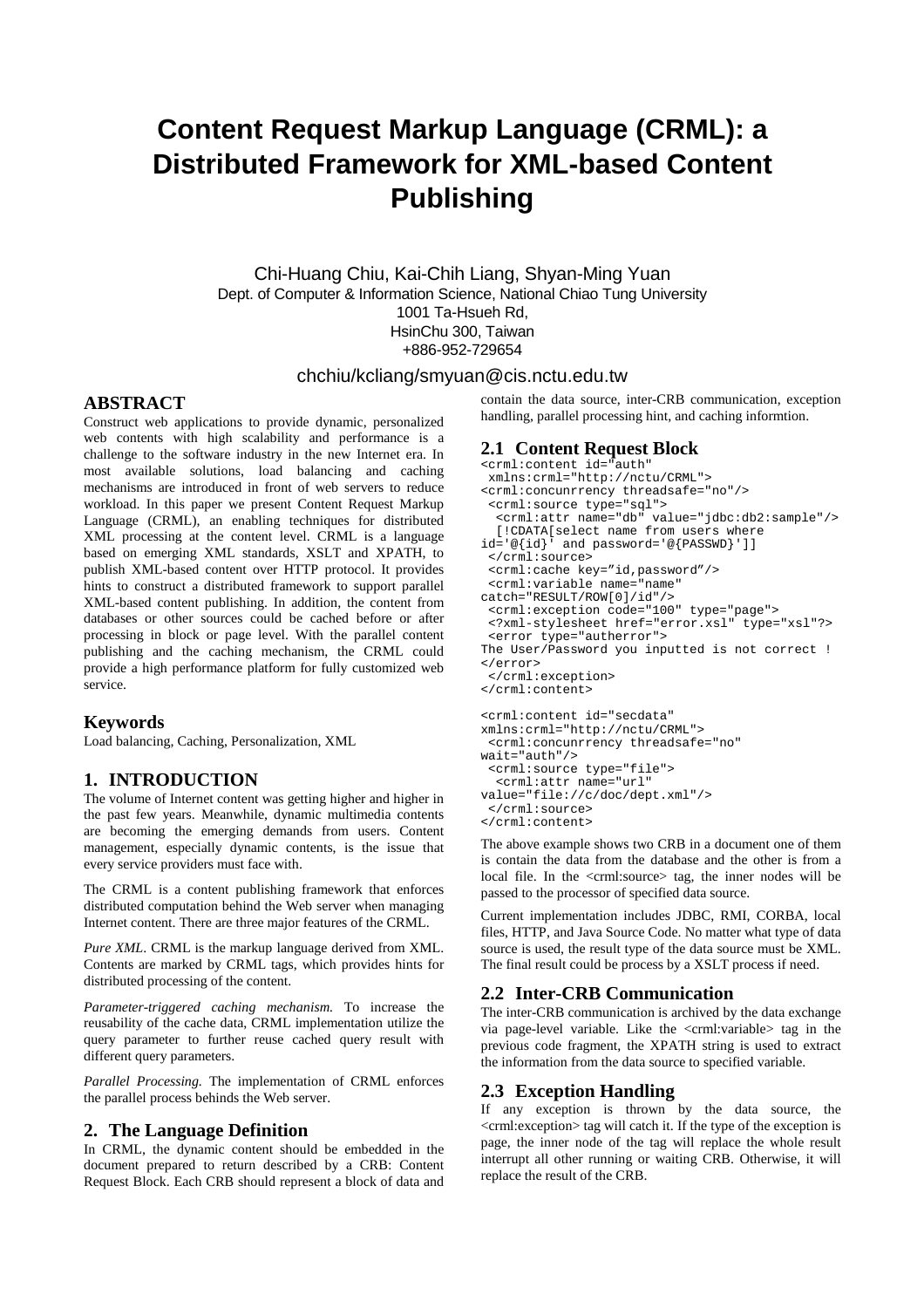# Content Request Markup Language (CRML): a Distributed Framework for XML-based Content Publishing

Chi-Huang Chiu, Kai-Chih Liang, Shyan-Ming Yuan
Dept. of Computer & Information Science, National Chiao Tung University
1001 Ta-Hsueh Rd,
HsinChu 300, Taiwan
+886-952-729654

chchiu/kcliang/smyuan@cis.nctu.edu.tw

## ABSTRACT

Construct web applications to provide dynamic, personalized web contents with high scalability and performance is a challenge to the software industry in the new Internet era. In most available solutions, load balancing and caching mechanisms are introduced in front of web servers to reduce workload. In this paper we present Content Request Markup Language (CRML), an enabling techniques for distributed XML processing at the content level. CRML is a language based on emerging XML standards, XSLT and XPATH, to publish XML-based content over HTTP protocol. It provides hints to construct a distributed framework to support parallel XML-based content publishing. In addition, the content from databases or other sources could be cached before or after processing in block or page level. With the parallel content publishing and the caching mechanism, the CRML could provide a high performance platform for fully customized web service.

### Keywords

Load balancing, Caching, Personalization, XML

## 1. INTRODUCTION

The volume of Internet content was getting higher and higher in the past few years. Meanwhile, dynamic multimedia contents are becoming the emerging demands from users. Content management, especially dynamic contents, is the issue that every service providers must face with.

The CRML is a content publishing framework that enforces distributed computation behind the Web server when managing Internet content. There are three major features of the CRML.

*Pure XML*. CRML is the markup language derived from XML. Contents are marked by CRML tags, which provides hints for distributed processing of the content.

*Parameter-triggered caching mechanism.* To increase the reusability of the cache data, CRML implementation utilize the query parameter to further reuse cached query result with different query parameters.

*Parallel Processing.* The implementation of CRML enforces the parallel process behinds the Web server.

## 2. The Language Definition

In CRML, the dynamic content should be embedded in the document prepared to return described by a CRB: Content Request Block. Each CRB should represent a block of data and contain the data source, inter-CRB communication, exception handling, parallel processing hint, and caching informtion.

### 2.1 Content Request Block

```
<crml:content id="auth"
 xmlns:crml="http://nctu/CRML">
<crml:concunrrency threadsafe="no"/>
 <crml:source type="sql">
  <crml:attr name="db" value="jdbc:db2:sample"/>
  [!CDATA[select name from users where
id='@{id}' and password='@{PASSWD}']]
 </crml:source>
 <crml:cache key="id,password"/>
 <crml:variable name="name"
catch="RESULT/ROW[0]/id"/>
 <crml:exception code="100" type="page">
 <?xml-stylesheet href="error.xsl" type="xsl"?>
 <error type="autherror">
The User/Password you inputted is not correct !
</error>
 </crml:exception>
</crml:content>

<crml:content id="secdata"
xmlns:crml="http://nctu/CRML">
 <crml:concunrrency threadsafe="no"
wait="auth"/>
 <crml:source type="file">
  <crml:attr name="url"
value="file://c/doc/dept.xml"/>
 </crml:source>
</crml:content>
```

The above example shows two CRB in a document one of them is contain the data from the database and the other is from a local file. In the <crml:source> tag, the inner nodes will be passed to the processor of specified data source.

Current implementation includes JDBC, RMI, CORBA, local files, HTTP, and Java Source Code. No matter what type of data source is used, the result type of the data source must be XML. The final result could be process by a XSLT process if need.

### 2.2 Inter-CRB Communication

The inter-CRB communication is archived by the data exchange via page-level variable. Like the <crml:variable> tag in the previous code fragment, the XPATH string is used to extract the information from the data source to specified variable.

### 2.3 Exception Handling

If any exception is thrown by the data source, the <crml:exception> tag will catch it. If the type of the exception is page, the inner node of the tag will replace the whole result interrupt all other running or waiting CRB. Otherwise, it will replace the result of the CRB.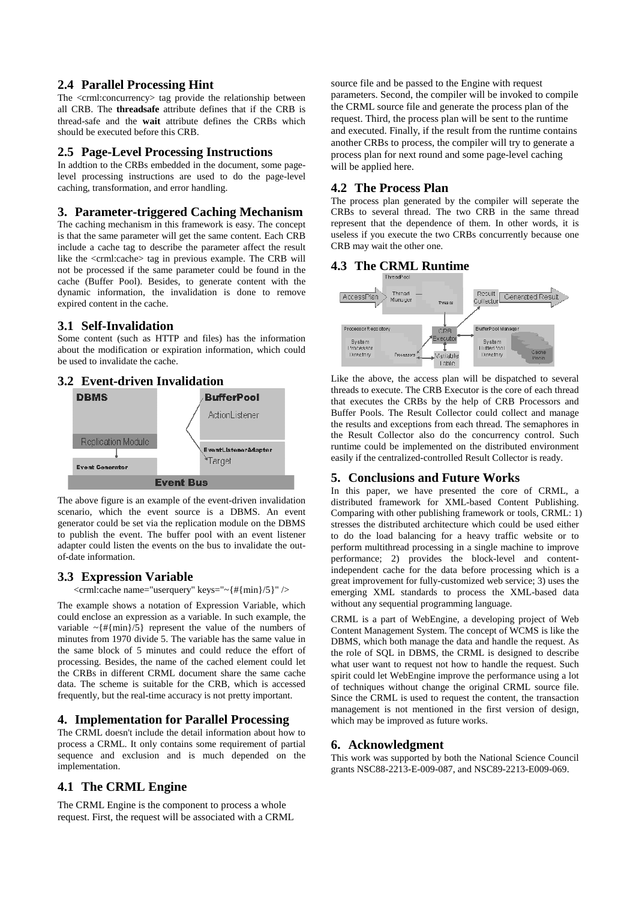## 2.4 Parallel Processing Hint

The <crml:concurrency> tag provide the relationship between all CRB. The **threadsafe** attribute defines that if the CRB is thread-safe and the **wait** attribute defines the CRBs which should be executed before this CRB.

## 2.5 Page-Level Processing Instructions

In addtion to the CRBs embedded in the document, some page-level processing instructions are used to do the page-level caching, transformation, and error handling.

# 3. Parameter-triggered Caching Mechanism

The caching mechanism in this framework is easy. The concept is that the same parameter will get the same content. Each CRB include a cache tag to describe the parameter affect the result like the <crml:cache> tag in previous example. The CRB will not be processed if the same parameter could be found in the cache (Buffer Pool). Besides, to generate content with the dynamic information, the invalidation is done to remove expired content in the cache.

## 3.1 Self-Invalidation

Some content (such as HTTP and files) has the information about the modification or expiration information, which could be used to invalidate the cache.

## 3.2 Event-driven Invalidation

DBMS

BufferPool

ActionListener

Replication Module

EventListenerAdapter

Target

Event Generator

Event Bus

The above figure is an example of the event-driven invalidation scenario, which the event source is a DBMS. An event generator could be set via the replication module on the DBMS to publish the event. The buffer pool with an event listener adapter could listen the events on the bus to invalidate the out-of-date information.

## 3.3 Expression Variable

```
<crml:cache name="userquery" keys="~{#{min}/5}" />
```

The example shows a notation of Expression Variable, which could enclose an expression as a variable. In such example, the variable ~{#{min}/5} represent the value of the numbers of minutes from 1970 divide 5. The variable has the same value in the same block of 5 minutes and could reduce the effort of processing. Besides, the name of the cached element could let the CRBs in different CRML document share the same cache data. The scheme is suitable for the CRB, which is accessed frequently, but the real-time accuracy is not pretty important.

# 4. Implementation for Parallel Processing

The CRML doesn't include the detail information about how to process a CRML. It only contains some requirement of partial sequence and exclusion and is much depended on the implementation.

## 4.1 The CRML Engine

The CRML Engine is the component to process a whole request. First, the request will be associated with a CRML source file and be passed to the Engine with request parameters. Second, the compiler will be invoked to compile the CRML source file and generate the process plan of the request. Third, the process plan will be sent to the runtime and executed. Finally, if the result from the runtime contains another CRBs to process, the compiler will try to generate a process plan for next round and some page-level caching will be applied here.

## 4.2 The Process Plan

The process plan generated by the compiler will seperate the CRBs to several thread. The two CRB in the same thread represent that the dependence of them. In other words, it is useless if you execute the two CRBs concurrently because one CRB may wait the other one.

## 4.3 The CRML Runtime

ThreadPool

AccessPlan

Thread Manager

Threads

Result Collector

Generated Result

Processor Repository

System Processor Directory

Processors

CRB Executor

Variable Table

BufferPool Manager

System BufferPool Directory

Cache Pools

Like the above, the access plan will be dispatched to several threads to execute. The CRB Executor is the core of each thread that executes the CRBs by the help of CRB Processors and Buffer Pools. The Result Collector could collect and manage the results and exceptions from each thread. The semaphores in the Result Collector also do the concurrency control. Such runtime could be implemented on the distributed environment easily if the centralized-controlled Result Collector is ready.

# 5. Conclusions and Future Works

In this paper, we have presented the core of CRML, a distributed framework for XML-based Content Publishing. Comparing with other publishing framework or tools, CRML: 1) stresses the distributed architecture which could be used either to do the load balancing for a heavy traffic website or to perform multithread processing in a single machine to improve performance; 2) provides the block-level and content-independent cache for the data before processing which is a great improvement for fully-customized web service; 3) uses the emerging XML standards to process the XML-based data without any sequential programming language.

CRML is a part of WebEngine, a developing project of Web Content Management System. The concept of WCMS is like the DBMS, which both manage the data and handle the request. As the role of SQL in DBMS, the CRML is designed to describe what user want to request not how to handle the request. Such spirit could let WebEngine improve the performance using a lot of techniques without change the original CRML source file. Since the CRML is used to request the content, the transaction management is not mentioned in the first version of design, which may be improved as future works.

# 6. Acknowledgment

This work was supported by both the National Science Council grants NSC88-2213-E-009-087, and NSC89-2213-E009-069.